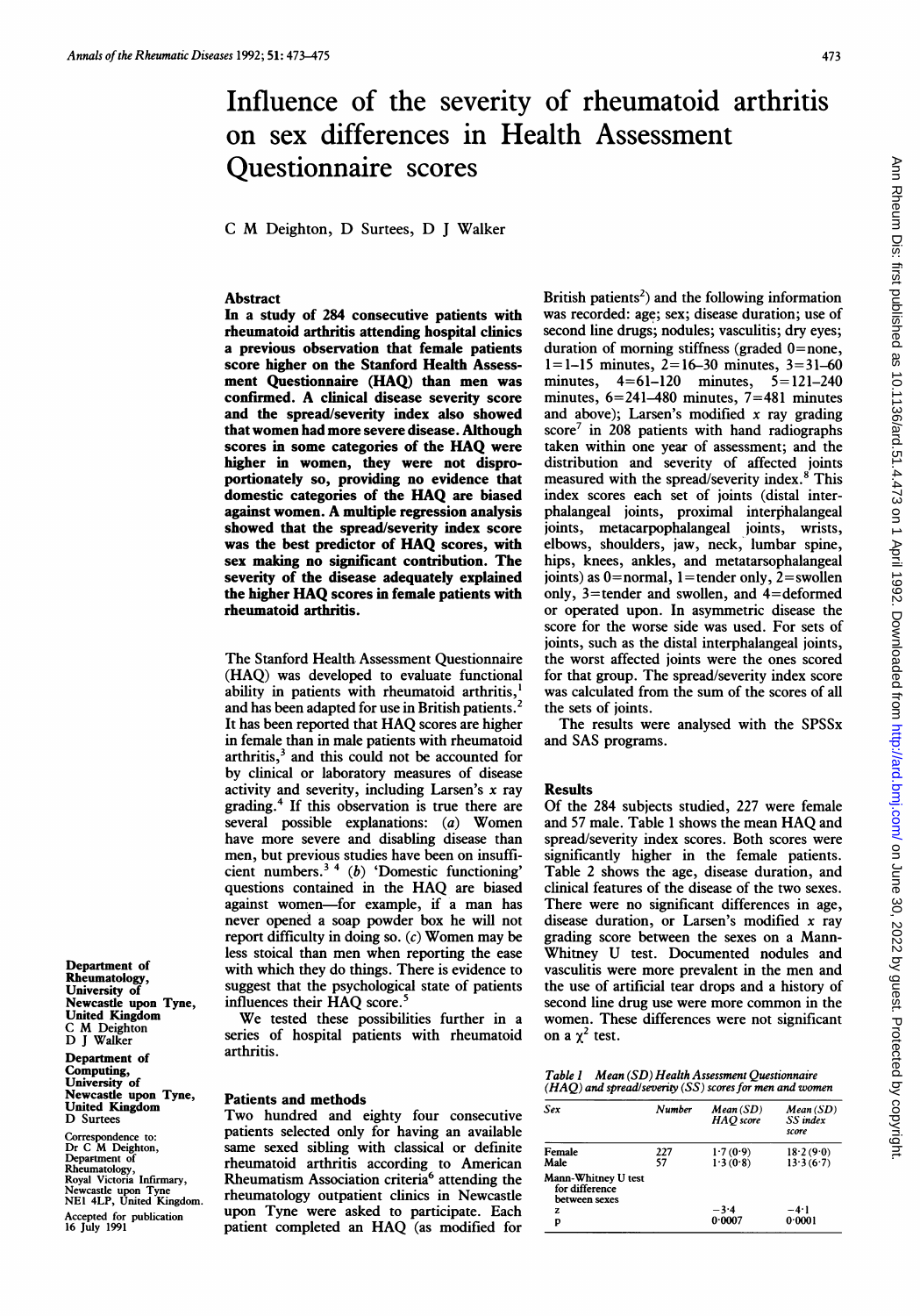# Influence of the severity of rheumatoid arthritis on sex differences in Health Assessment Questionnaire scores

C M Deighton, D Surtees, D J Walker

Department of Rheumatology, University of Newcastle upon Tyne, United Kingdom
C M Deighton
D J Walker

Department of Computing, University of Newcastle upon Tyne, United Kingdom
D Surtees

Correspondence to: Dr C M Deighton, Department of Rheumatology, Royal Victoria Infirmary, Newcastle upon Tyne NE1 4LP, United Kingdom.

Accepted for publication 16 July 1991

## Abstract

**In a study of 284 consecutive patients with rheumatoid arthritis attending hospital clinics a previous observation that female patients score higher on the Stanford Health Assessment Questionnaire (HAQ) than men was confirmed. A clinical disease severity score and the spread/severity index also showed that women had more severe disease. Although scores in some categories of the HAQ were higher in women, they were not disproportionately so, providing no evidence that domestic categories of the HAQ are biased against women. A multiple regression analysis showed that the spread/severity index score was the best predictor of HAQ scores, with sex making no significant contribution. The severity of the disease adequately explained the higher HAQ scores in female patients with rheumatoid arthritis.**

The Stanford Health Assessment Questionnaire (HAQ) was developed to evaluate functional ability in patients with rheumatoid arthritis,[1] and has been adapted for use in British patients.[2] It has been reported that HAQ scores are higher in female than in male patients with rheumatoid arthritis,[3] and this could not be accounted for by clinical or laboratory measures of disease activity and severity, including Larsen's x ray grading.[4] If this observation is true there are several possible explanations: (*a*) Women have more severe and disabling disease than men, but previous studies have been on insufficient numbers.[3 4] (*b*) 'Domestic functioning' questions contained in the HAQ are biased against women—for example, if a man has never opened a soap powder box he will not report difficulty in doing so. (*c*) Women may be less stoical than men when reporting the ease with which they do things. There is evidence to suggest that the psychological state of patients influences their HAQ score.[5]

We tested these possibilities further in a series of hospital patients with rheumatoid arthritis.

## Patients and methods

Two hundred and eighty four consecutive patients selected only for having an available same sexed sibling with classical or definite rheumatoid arthritis according to American Rheumatism Association criteria[6] attending the rheumatology outpatient clinics in Newcastle upon Tyne were asked to participate. Each patient completed an HAQ (as modified for British patients[2]) and the following information was recorded: age; sex; disease duration; use of second line drugs; nodules; vasculitis; dry eyes; duration of morning stiffness (graded 0=none, 1=1–15 minutes, 2=16–30 minutes, 3=31–60 minutes, 4=61–120 minutes, 5=121–240 minutes, 6=241–480 minutes, 7=481 minutes and above); Larsen's modified x ray grading score[7] in 208 patients with hand radiographs taken within one year of assessment; and the distribution and severity of affected joints measured with the spread/severity index.[8] This index scores each set of joints (distal interphalangeal joints, proximal interphalangeal joints, metacarpophalangeal joints, wrists, elbows, shoulders, jaw, neck, lumbar spine, hips, knees, ankles, and metatarsophalangeal joints) as 0=normal, 1=tender only, 2=swollen only, 3=tender and swollen, and 4=deformed or operated upon. In asymmetric disease the score for the worse side was used. For sets of joints, such as the distal interphalangeal joints, the worst affected joints were the ones scored for that group. The spread/severity index score was calculated from the sum of the scores of all the sets of joints.

The results were analysed with the SPSSx and SAS programs.

## Results

Of the 284 subjects studied, 227 were female and 57 male. Table 1 shows the mean HAQ and spread/severity index scores. Both scores were significantly higher in the female patients. Table 2 shows the age, disease duration, and clinical features of the disease of the two sexes. There were no significant differences in age, disease duration, or Larsen's modified x ray grading score between the sexes on a Mann-Whitney U test. Documented nodules and vasculitis were more prevalent in the men and the use of artificial tear drops and a history of second line drug use were more common in the women. These differences were not significant on a $\chi^2$ test.

*Table 1 Mean (SD) Health Assessment Questionnaire (HAQ) and spread/severity (SS) scores for men and women*

| Sex | Number | Mean (SD) HAQ score | Mean (SD) SS index score |
|---|---|---|---|
| Female | 227 | 1·7 (0·9) | 18·2 (9·0) |
| Male | 57 | 1·3 (0·8) | 13·3 (6·7) |
| Mann-Whitney U test for difference between sexes | | | |
| z | | −3·4 | −4·1 |
| p | | 0·0007 | 0·0001 |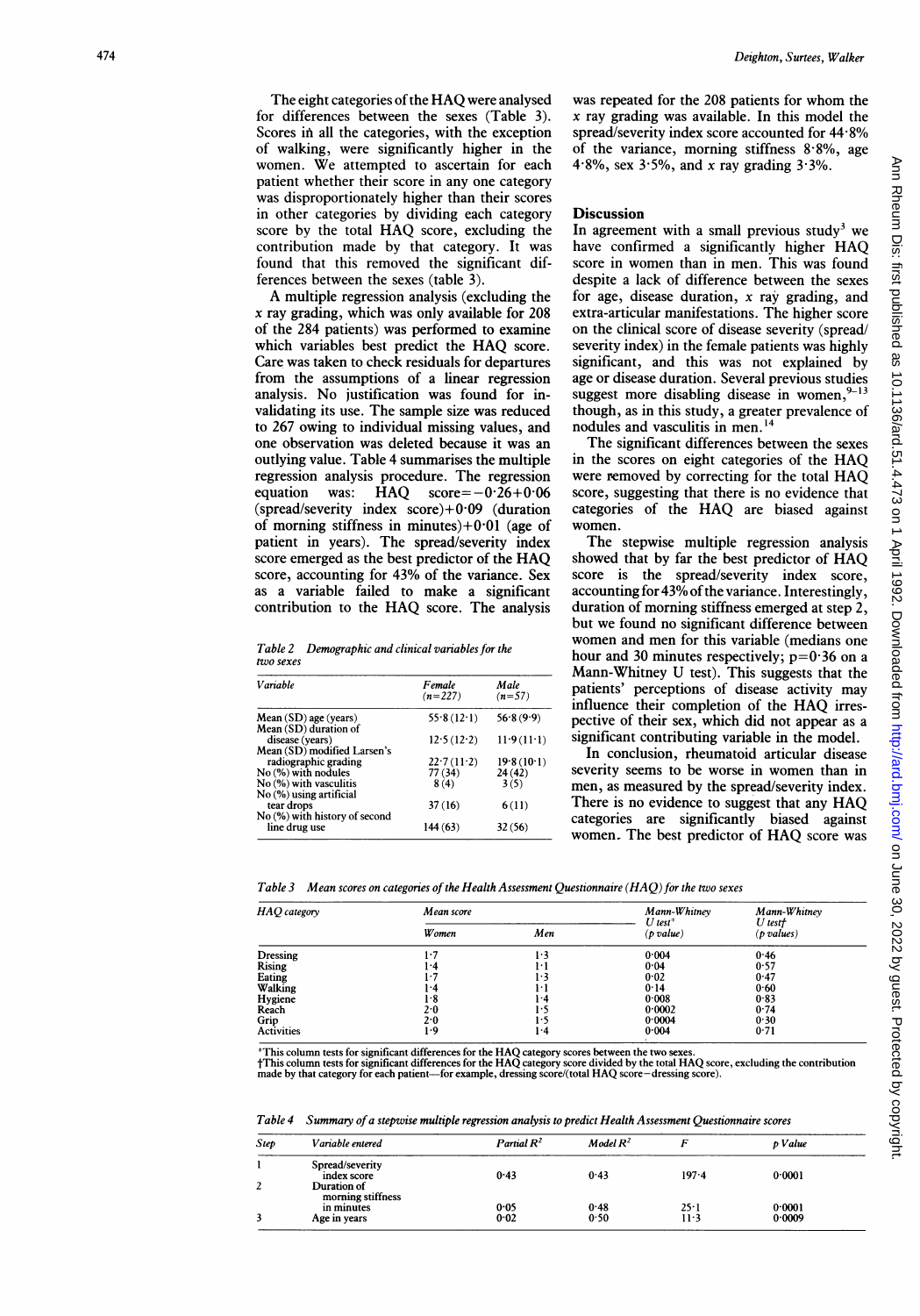The eight categories of the HAQ were analysed for differences between the sexes (Table 3). Scores in all the categories, with the exception of walking, were significantly higher in the women. We attempted to ascertain for each patient whether their score in any one category was disproportionately higher than their scores in other categories by dividing each category score by the total HAQ score, excluding the contribution made by that category. It was found that this removed the significant differences between the sexes (table 3).

A multiple regression analysis (excluding the x ray grading, which was only available for 208 of the 284 patients) was performed to examine which variables best predict the HAQ score. Care was taken to check residuals for departures from the assumptions of a linear regression analysis. No justification was found for invalidating its use. The sample size was reduced to 267 owing to individual missing values, and one observation was deleted because it was an outlying value. Table 4 summarises the multiple regression analysis procedure. The regression equation was: HAQ score $= -0.26 + 0.06$ (spread/severity index score) $+ 0.09$ (duration of morning stiffness in minutes) $+ 0.01$ (age of patient in years). The spread/severity index score emerged as the best predictor of the HAQ score, accounting for 43% of the variance. Sex as a variable failed to make a significant contribution to the HAQ score. The analysis was repeated for the 208 patients for whom the x ray grading was available. In this model the spread/severity index score accounted for 44·8% of the variance, morning stiffness 8·8%, age 4·8%, sex 3·5%, and x ray grading 3·3%.

Table 2 Demographic and clinical variables for the two sexes

| Variable | Female (n=227) | Male (n=57) |
|---|---|---|
| Mean (SD) age (years) | 55·8 (12·1) | 56·8 (9·9) |
| Mean (SD) duration of disease (years) | 12·5 (12·2) | 11·9 (11·1) |
| Mean (SD) modified Larsen's radiographic grading | 22·7 (11·2) | 19·8 (10·1) |
| No (%) with nodules | 77 (34) | 24 (42) |
| No (%) with vasculitis | 8 (4) | 3 (5) |
| No (%) using artificial tear drops | 37 (16) | 6 (11) |
| No (%) with history of second line drug use | 144 (63) | 32 (56) |

## Discussion

In agreement with a small previous study[3] we have confirmed a significantly higher HAQ score in women than in men. This was found despite a lack of difference between the sexes for age, disease duration, x ray grading, and extra-articular manifestations. The higher score on the clinical score of disease severity (spread/severity index) in the female patients was highly significant, and this was not explained by age or disease duration. Several previous studies suggest more disabling disease in women,[9–13] though, as in this study, a greater prevalence of nodules and vasculitis in men.[14]

The significant differences between the sexes in the scores on eight categories of the HAQ were removed by correcting for the total HAQ score, suggesting that there is no evidence that categories of the HAQ are biased against women.

The stepwise multiple regression analysis showed that by far the best predictor of HAQ score is the spread/severity index score, accounting for 43% of the variance. Interestingly, duration of morning stiffness emerged at step 2, but we found no significant difference between women and men for this variable (medians one hour and 30 minutes respectively; $p=0.36$ on a Mann-Whitney U test). This suggests that the patients' perceptions of disease activity may influence their completion of the HAQ irrespective of their sex, which did not appear as a significant contributing variable in the model.

In conclusion, rheumatoid articular disease severity seems to be worse in women than in men, as measured by the spread/severity index. There is no evidence to suggest that any HAQ categories are significantly biased against women. The best predictor of HAQ score was

Table 3 Mean scores on categories of the Health Assessment Questionnaire (HAQ) for the two sexes

| HAQ category | Mean score | | Mann-Whitney U test* (p value) | Mann-Whitney U test† (p values) |
|---|---|---|---|---|
| | Women | Men | | |
| Dressing | 1·7 | 1·3 | 0·004 | 0·46 |
| Rising | 1·4 | 1·1 | 0·04 | 0·57 |
| Eating | 1·7 | 1·3 | 0·02 | 0·47 |
| Walking | 1·4 | 1·1 | 0·14 | 0·60 |
| Hygiene | 1·8 | 1·4 | 0·008 | 0·83 |
| Reach | 2·0 | 1·5 | 0·0002 | 0·74 |
| Grip | 2·0 | 1·5 | 0·0004 | 0·30 |
| Activities | 1·9 | 1·4 | 0·004 | 0·71 |

*This column tests for significant differences for the HAQ category scores between the two sexes.
†This column tests for significant differences for the HAQ category score divided by the total HAQ score, excluding the contribution made by that category for each patient—for example, dressing score/(total HAQ score−dressing score).

Table 4 Summary of a stepwise multiple regression analysis to predict Health Assessment Questionnaire scores

| Step | Variable entered | Partial $R^2$ | Model $R^2$ | F | p Value |
|---|---|---|---|---|---|
| 1 | Spread/severity index score | 0·43 | 0·43 | 197·4 | 0·0001 |
| 2 | Duration of morning stiffness in minutes | 0·05 | 0·48 | 25·1 | 0·0001 |
| 3 | Age in years | 0·02 | 0·50 | 11·3 | 0·0009 |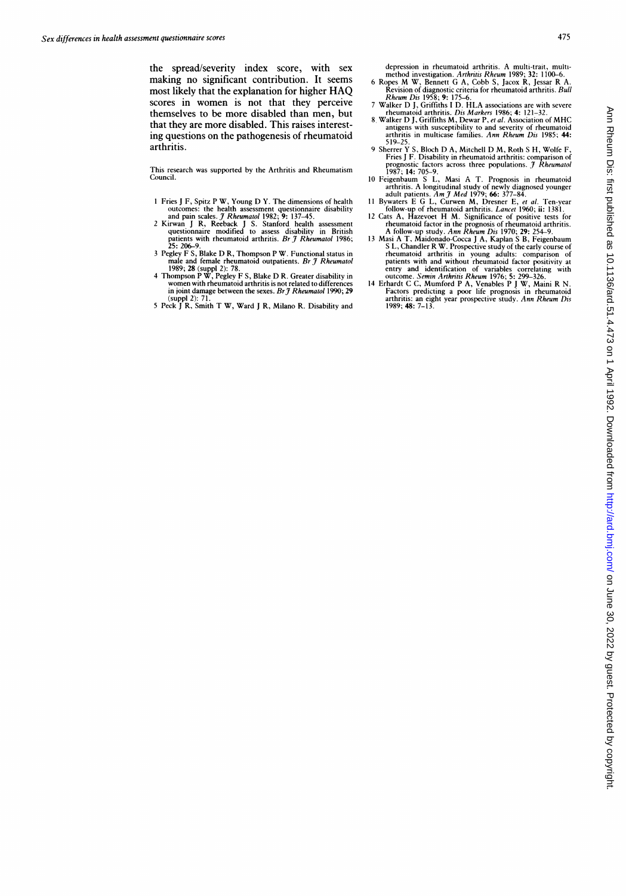the spread/severity index score, with sex making no significant contribution. It seems most likely that the explanation for higher HAQ scores in women is not that they perceive themselves to be more disabled than men, but that they are more disabled. This raises interesting questions on the pathogenesis of rheumatoid arthritis.

This research was supported by the Arthritis and Rheumatism Council.

1 Fries J F, Spitz P W, Young D Y. The dimensions of health outcomes: the health assessment questionnaire disability and pain scales. *J Rheumatol* 1982; **9:** 137–45.
2 Kirwan J R, Reeback J S. Stanford health assessment questionnaire modified to assess disability in British patients with rheumatoid arthritis. *Br J Rheumatol* 1986; **25:** 206–9.
3 Pegley F S, Blake D R, Thompson P W. Functional status in male and female rheumatoid outpatients. *Br J Rheumatol* 1989; **28** (suppl 2): 78.
4 Thompson P W, Pegley F S, Blake D R. Greater disability in women with rheumatoid arthritis is not related to differences in joint damage between the sexes. *Br J Rheumatol* 1990; **29** (suppl 2): 71.
5 Peck J R, Smith T W, Ward J R, Milano R. Disability and depression in rheumatoid arthritis. A multi-trait, multi-method investigation. *Arthritis Rheum* 1989; **32:** 1100–6.
6 Ropes M W, Bennett G A, Cobb S, Jacox R, Jessar R A. Revision of diagnostic criteria for rheumatoid arthritis. *Bull Rheum Dis* 1958; **9:** 175–6.
7 Walker D J, Griffiths I D. HLA associations are with severe rheumatoid arthritis. *Dis Markers* 1986; **4:** 121–32.
8 Walker D J, Griffiths M, Dewar P, *et al.* Association of MHC antigens with susceptibility to and severity of rheumatoid arthritis in multicase families. *Ann Rheum Dis* 1985; **44:** 519–25.
9 Sherrer Y S, Bloch D A, Mitchell D M, Roth S H, Wolfe F, Fries J F. Disability in rheumatoid arthritis: comparison of prognostic factors across three populations. *J Rheumatol* 1987; **14:** 705–9.
10 Feigenbaum S L, Masi A T. Prognosis in rheumatoid arthritis. A longitudinal study of newly diagnosed younger adult patients. *Am J Med* 1979; **66:** 377–84.
11 Bywaters E G L, Curwen M, Dresner E, *et al.* Ten-year follow-up of rheumatoid arthritis. *Lancet* 1960; **ii:** 1381.
12 Cats A, Hazevoet H M. Significance of positive tests for rheumatoid factor in the prognosis of rheumatoid arthritis. A follow-up study. *Ann Rheum Dis* 1970; **29:** 254–9.
13 Masi A T, Maidonado-Cocca J A, Kaplan S B, Feigenbaum S L, Chandler R W. Prospective study of the early course of rheumatoid arthritis in young adults: comparison of patients with and without rheumatoid factor positivity at entry and identification of variables correlating with outcome. *Semin Arthritis Rheum* 1976; **5:** 299–326.
14 Erhardt C C, Mumford P A, Venables P J W, Maini R N. Factors predicting a poor life prognosis in rheumatoid arthritis: an eight year prospective study. *Ann Rheum Dis* 1989; **48:** 7–13.